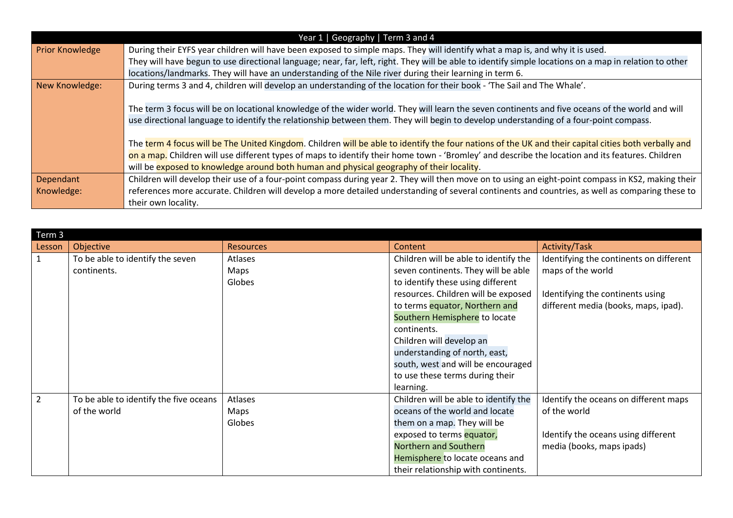| Year 1 \| Geography \| Term 3 and 4 | |
|---|---|
| Prior Knowledge | During their EYFS year children will have been exposed to simple maps. They will identify what a map is, and why it is used.<br>They will have begun to use directional language; near, far, left, right. They will be able to identify simple locations on a map in relation to other locations/landmarks. They will have an understanding of the Nile river during their learning in term 6. |
| New Knowledge: | During terms 3 and 4, children will develop an understanding of the location for their book - 'The Sail and The Whale'.<br><br>The term 3 focus will be on locational knowledge of the wider world. They will learn the seven continents and five oceans of the world and will use directional language to identify the relationship between them. They will begin to develop understanding of a four-point compass.<br><br>The term 4 focus will be The United Kingdom. Children will be able to identify the four nations of the UK and their capital cities both verbally and on a map. Children will use different types of maps to identify their home town - 'Bromley' and describe the location and its features. Children will be exposed to knowledge around both human and physical geography of their locality. |
| Dependant Knowledge: | Children will develop their use of a four-point compass during year 2. They will then move on to using an eight-point compass in KS2, making their references more accurate. Children will develop a more detailed understanding of several continents and countries, as well as comparing these to their own locality. |

| Term 3 | | | | |
|---|---|---|---|---|
| Lesson | Objective | Resources | Content | Activity/Task |
| 1 | To be able to identify the seven continents. | Atlases<br>Maps<br>Globes | Children will be able to identify the seven continents. They will be able to identify these using different resources. Children will be exposed to terms equator, Northern and Southern Hemisphere to locate continents.<br>Children will develop an understanding of north, east, south, west and will be encouraged to use these terms during their learning. | Identifying the continents on different maps of the world<br><br>Identifying the continents using different media (books, maps, ipad). |
| 2 | To be able to identify the five oceans of the world | Atlases<br>Maps<br>Globes | Children will be able to identify the oceans of the world and locate them on a map. They will be exposed to terms equator, Northern and Southern Hemisphere to locate oceans and their relationship with continents. | Identify the oceans on different maps of the world<br><br>Identify the oceans using different media (books, maps ipads) |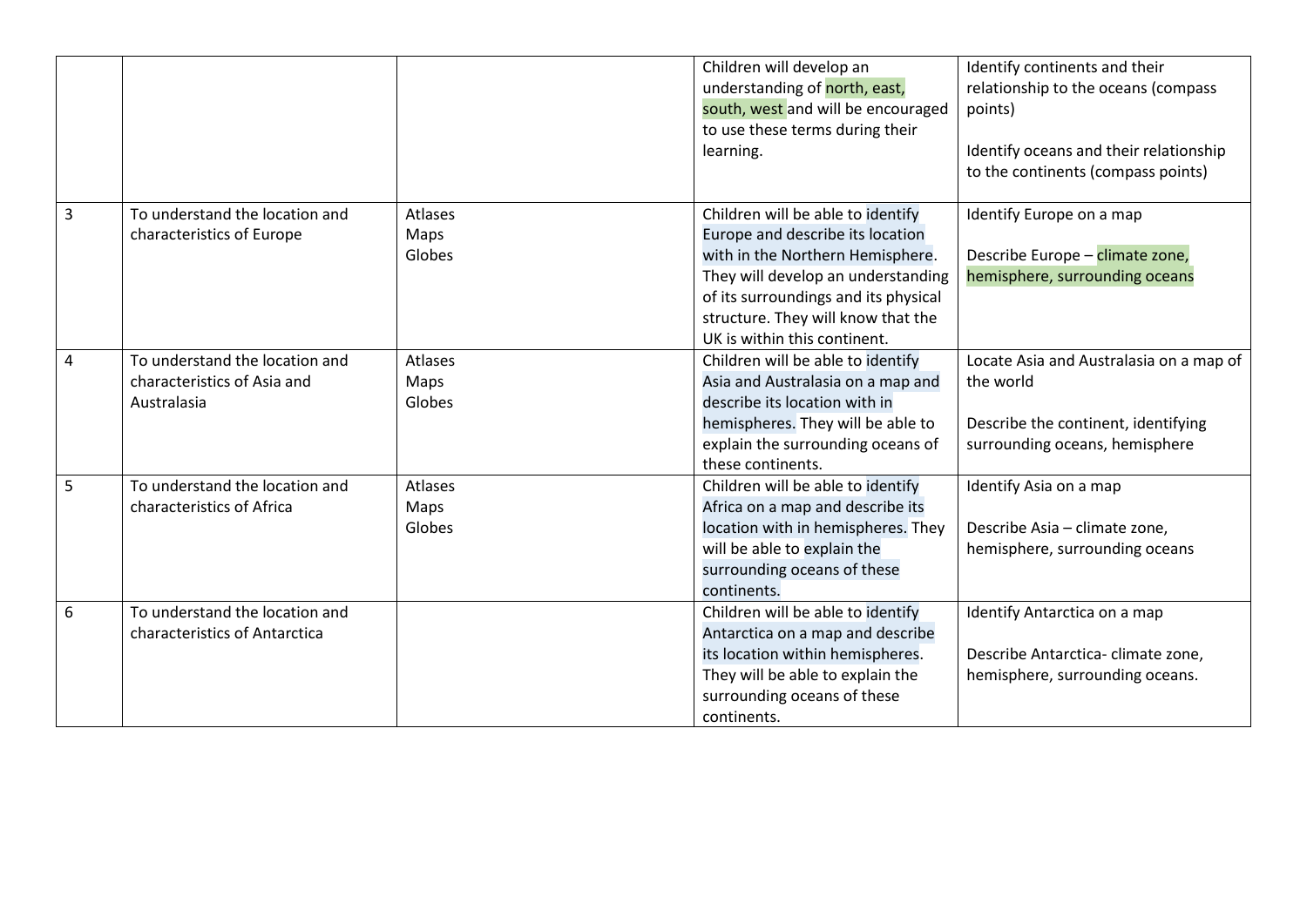| | | | | |
|---|---|---|---|---|
| | | | Children will develop an understanding of north, east, south, west and will be encouraged to use these terms during their learning. | Identify continents and their relationship to the oceans (compass points)<br><br>Identify oceans and their relationship to the continents (compass points) |
| 3 | To understand the location and characteristics of Europe | Atlases<br>Maps<br>Globes | Children will be able to identify Europe and describe its location with in the Northern Hemisphere. They will develop an understanding of its surroundings and its physical structure. They will know that the UK is within this continent. | Identify Europe on a map<br><br>Describe Europe – climate zone, hemisphere, surrounding oceans |
| 4 | To understand the location and characteristics of Asia and Australasia | Atlases<br>Maps<br>Globes | Children will be able to identify Asia and Australasia on a map and describe its location with in hemispheres. They will be able to explain the surrounding oceans of these continents. | Locate Asia and Australasia on a map of the world<br><br>Describe the continent, identifying surrounding oceans, hemisphere |
| 5 | To understand the location and characteristics of Africa | Atlases<br>Maps<br>Globes | Children will be able to identify Africa on a map and describe its location with in hemispheres. They will be able to explain the surrounding oceans of these continents. | Identify Asia on a map<br><br>Describe Asia – climate zone, hemisphere, surrounding oceans |
| 6 | To understand the location and characteristics of Antarctica | | Children will be able to identify Antarctica on a map and describe its location within hemispheres. They will be able to explain the surrounding oceans of these continents. | Identify Antarctica on a map<br><br>Describe Antarctica- climate zone, hemisphere, surrounding oceans. |